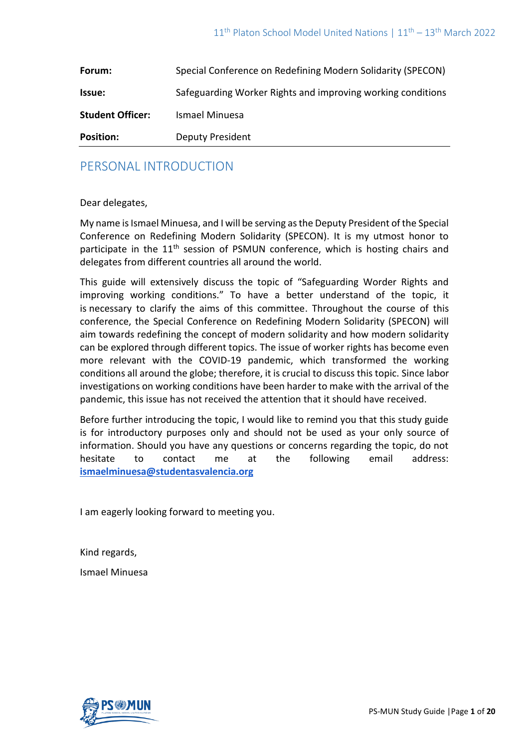| **Forum:** | Special Conference on Redefining Modern Solidarity (SPECON) |
| --- | --- |
| **Issue:** | Safeguarding Worker Rights and improving working conditions |
| **Student Officer:** | Ismael Minuesa |
| **Position:** | Deputy President |

## PERSONAL INTRODUCTION

Dear delegates,

My name is Ismael Minuesa, and I will be serving as the Deputy President of the Special Conference on Redefining Modern Solidarity (SPECON). It is my utmost honor to participate in the 11th session of PSMUN conference, which is hosting chairs and delegates from different countries all around the world.

This guide will extensively discuss the topic of "Safeguarding Worder Rights and improving working conditions." To have a better understand of the topic, it is necessary to clarify the aims of this committee. Throughout the course of this conference, the Special Conference on Redefining Modern Solidarity (SPECON) will aim towards redefining the concept of modern solidarity and how modern solidarity can be explored through different topics. The issue of worker rights has become even more relevant with the COVID-19 pandemic, which transformed the working conditions all around the globe; therefore, it is crucial to discuss this topic. Since labor investigations on working conditions have been harder to make with the arrival of the pandemic, this issue has not received the attention that it should have received.

Before further introducing the topic, I would like to remind you that this study guide is for introductory purposes only and should not be used as your only source of information. Should you have any questions or concerns regarding the topic, do not hesitate to contact me at the following email address: **ismaelminuesa@studentasvalencia.org**

I am eagerly looking forward to meeting you.

Kind regards,

Ismael Minuesa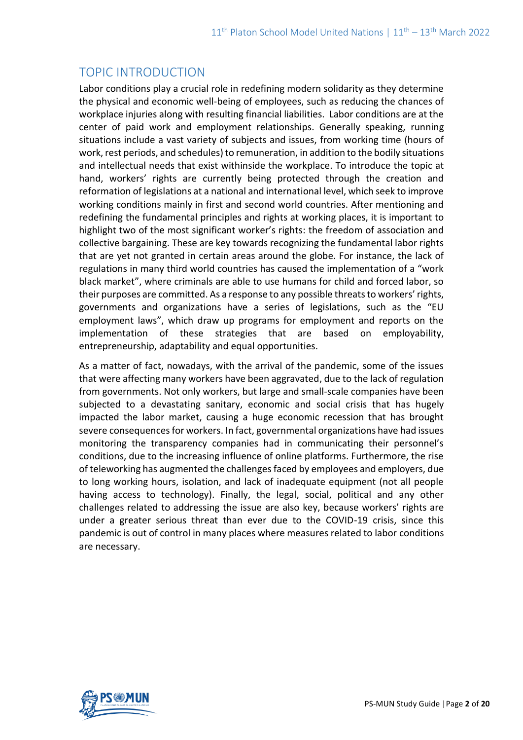## TOPIC INTRODUCTION

Labor conditions play a crucial role in redefining modern solidarity as they determine the physical and economic well-being of employees, such as reducing the chances of workplace injuries along with resulting financial liabilities. Labor conditions are at the center of paid work and employment relationships. Generally speaking, running situations include a vast variety of subjects and issues, from working time (hours of work, rest periods, and schedules) to remuneration, in addition to the bodily situations and intellectual needs that exist withinside the workplace. To introduce the topic at hand, workers' rights are currently being protected through the creation and reformation of legislations at a national and international level, which seek to improve working conditions mainly in first and second world countries. After mentioning and redefining the fundamental principles and rights at working places, it is important to highlight two of the most significant worker's rights: the freedom of association and collective bargaining. These are key towards recognizing the fundamental labor rights that are yet not granted in certain areas around the globe. For instance, the lack of regulations in many third world countries has caused the implementation of a "work black market", where criminals are able to use humans for child and forced labor, so their purposes are committed. As a response to any possible threats to workers' rights, governments and organizations have a series of legislations, such as the "EU employment laws", which draw up programs for employment and reports on the implementation of these strategies that are based on employability, entrepreneurship, adaptability and equal opportunities.

As a matter of fact, nowadays, with the arrival of the pandemic, some of the issues that were affecting many workers have been aggravated, due to the lack of regulation from governments. Not only workers, but large and small-scale companies have been subjected to a devastating sanitary, economic and social crisis that has hugely impacted the labor market, causing a huge economic recession that has brought severe consequences for workers. In fact, governmental organizations have had issues monitoring the transparency companies had in communicating their personnel's conditions, due to the increasing influence of online platforms. Furthermore, the rise of teleworking has augmented the challenges faced by employees and employers, due to long working hours, isolation, and lack of inadequate equipment (not all people having access to technology). Finally, the legal, social, political and any other challenges related to addressing the issue are also key, because workers' rights are under a greater serious threat than ever due to the COVID-19 crisis, since this pandemic is out of control in many places where measures related to labor conditions are necessary.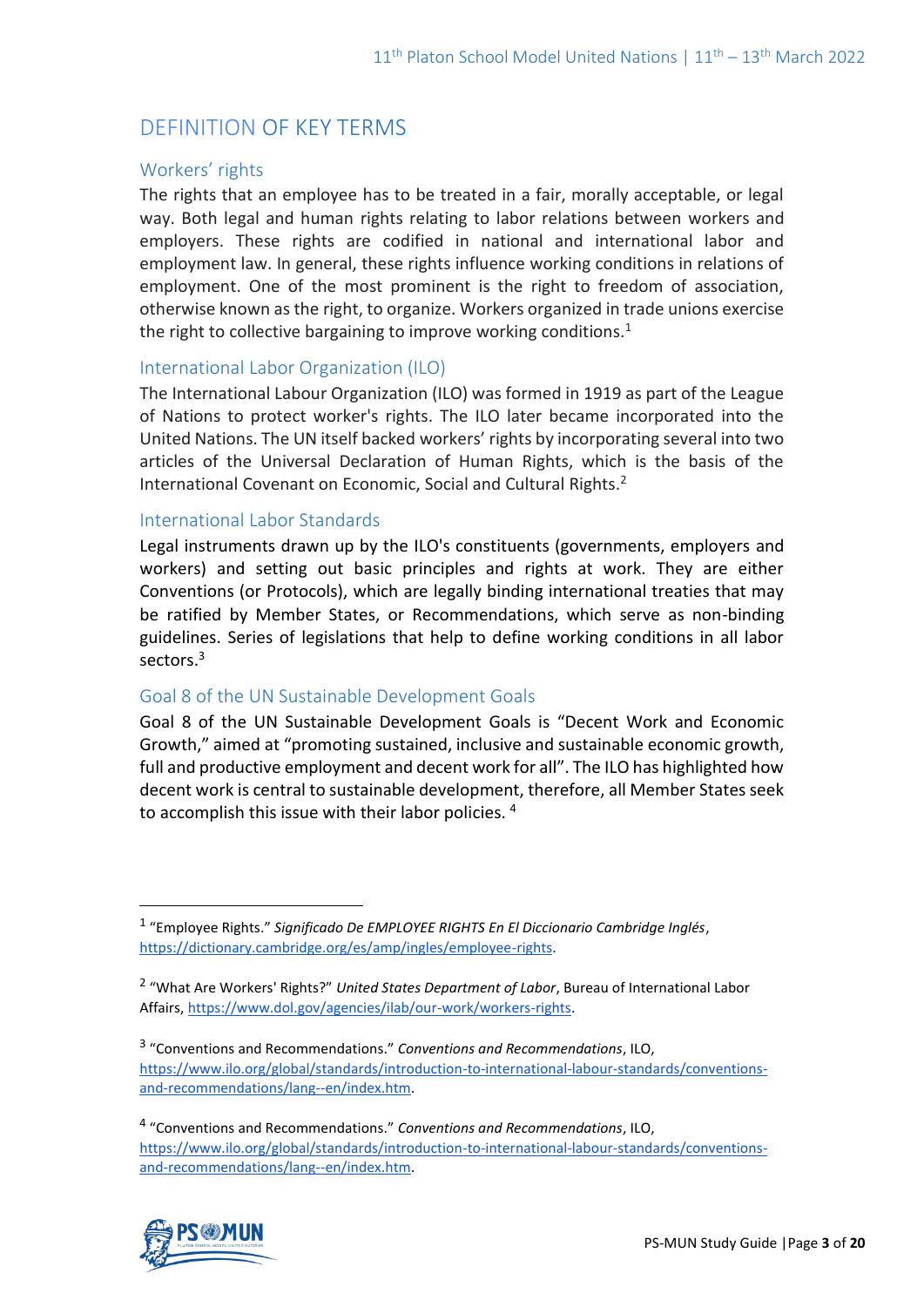## DEFINITION OF KEY TERMS

### Workers' rights

The rights that an employee has to be treated in a fair, morally acceptable, or legal way. Both legal and human rights relating to labor relations between workers and employers. These rights are codified in national and international labor and employment law. In general, these rights influence working conditions in relations of employment. One of the most prominent is the right to freedom of association, otherwise known as the right, to organize. Workers organized in trade unions exercise the right to collective bargaining to improve working conditions.[1]

### International Labor Organization (ILO)

The International Labour Organization (ILO) was formed in 1919 as part of the League of Nations to protect worker's rights. The ILO later became incorporated into the United Nations. The UN itself backed workers' rights by incorporating several into two articles of the Universal Declaration of Human Rights, which is the basis of the International Covenant on Economic, Social and Cultural Rights.[2]

### International Labor Standards

Legal instruments drawn up by the ILO's constituents (governments, employers and workers) and setting out basic principles and rights at work. They are either Conventions (or Protocols), which are legally binding international treaties that may be ratified by Member States, or Recommendations, which serve as non-binding guidelines. Series of legislations that help to define working conditions in all labor sectors.[3]

### Goal 8 of the UN Sustainable Development Goals

Goal 8 of the UN Sustainable Development Goals is "Decent Work and Economic Growth," aimed at "promoting sustained, inclusive and sustainable economic growth, full and productive employment and decent work for all". The ILO has highlighted how decent work is central to sustainable development, therefore, all Member States seek to accomplish this issue with their labor policies. [4]

---

[1] "Employee Rights." *Significado De EMPLOYEE RIGHTS En El Diccionario Cambridge Inglés*, https://dictionary.cambridge.org/es/amp/ingles/employee-rights.

[2] "What Are Workers' Rights?" *United States Department of Labor*, Bureau of International Labor Affairs, https://www.dol.gov/agencies/ilab/our-work/workers-rights.

[3] "Conventions and Recommendations." *Conventions and Recommendations*, ILO, https://www.ilo.org/global/standards/introduction-to-international-labour-standards/conventions-and-recommendations/lang--en/index.htm.

[4] "Conventions and Recommendations." *Conventions and Recommendations*, ILO, https://www.ilo.org/global/standards/introduction-to-international-labour-standards/conventions-and-recommendations/lang--en/index.htm.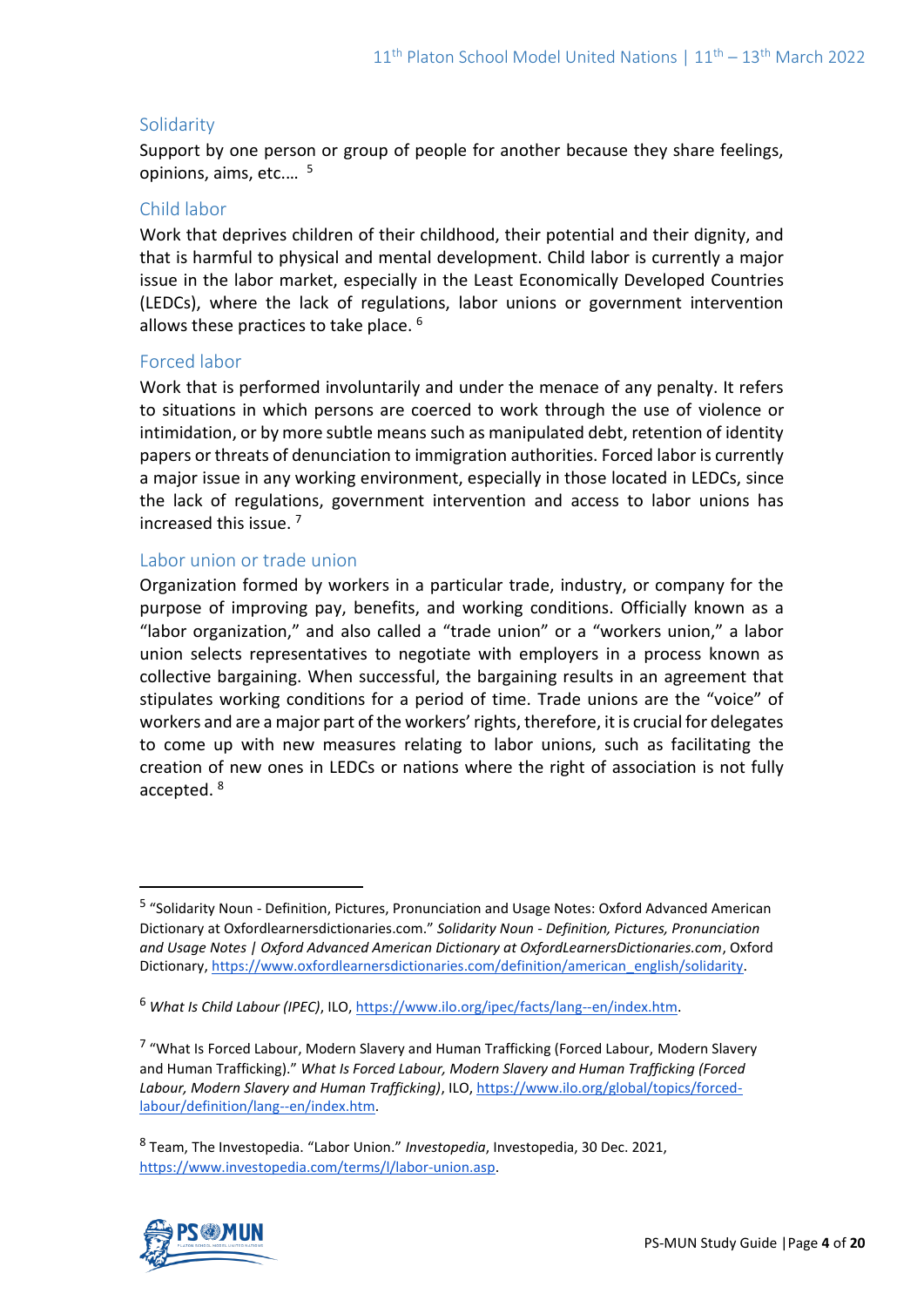### Solidarity

Support by one person or group of people for another because they share feelings, opinions, aims, etc.… [5]

### Child labor

Work that deprives children of their childhood, their potential and their dignity, and that is harmful to physical and mental development. Child labor is currently a major issue in the labor market, especially in the Least Economically Developed Countries (LEDCs), where the lack of regulations, labor unions or government intervention allows these practices to take place. [6]

### Forced labor

Work that is performed involuntarily and under the menace of any penalty. It refers to situations in which persons are coerced to work through the use of violence or intimidation, or by more subtle means such as manipulated debt, retention of identity papers or threats of denunciation to immigration authorities. Forced labor is currently a major issue in any working environment, especially in those located in LEDCs, since the lack of regulations, government intervention and access to labor unions has increased this issue. [7]

### Labor union or trade union

Organization formed by workers in a particular trade, industry, or company for the purpose of improving pay, benefits, and working conditions. Officially known as a "labor organization," and also called a "trade union" or a "workers union," a labor union selects representatives to negotiate with employers in a process known as collective bargaining. When successful, the bargaining results in an agreement that stipulates working conditions for a period of time. Trade unions are the "voice" of workers and are a major part of the workers' rights, therefore, it is crucial for delegates to come up with new measures relating to labor unions, such as facilitating the creation of new ones in LEDCs or nations where the right of association is not fully accepted. [8]

---

[5] "Solidarity Noun - Definition, Pictures, Pronunciation and Usage Notes: Oxford Advanced American Dictionary at Oxfordlearnersdictionaries.com." *Solidarity Noun - Definition, Pictures, Pronunciation and Usage Notes | Oxford Advanced American Dictionary at OxfordLearnersDictionaries.com*, Oxford Dictionary, https://www.oxfordlearnersdictionaries.com/definition/american_english/solidarity.

[6] *What Is Child Labour (IPEC)*, ILO, https://www.ilo.org/ipec/facts/lang--en/index.htm.

[7] "What Is Forced Labour, Modern Slavery and Human Trafficking (Forced Labour, Modern Slavery and Human Trafficking)." *What Is Forced Labour, Modern Slavery and Human Trafficking (Forced Labour, Modern Slavery and Human Trafficking)*, ILO, https://www.ilo.org/global/topics/forced-labour/definition/lang--en/index.htm.

[8] Team, The Investopedia. "Labor Union." *Investopedia*, Investopedia, 30 Dec. 2021, https://www.investopedia.com/terms/l/labor-union.asp.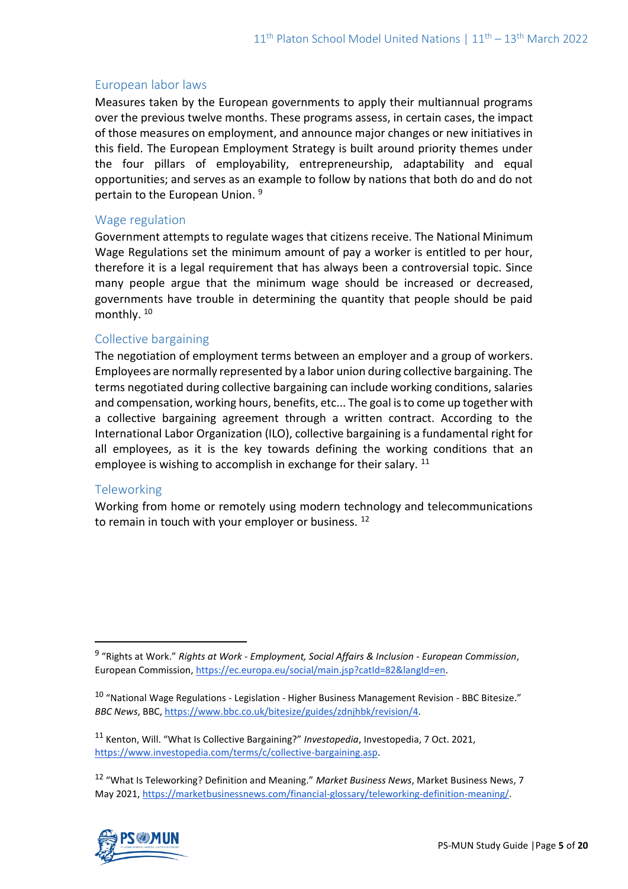### European labor laws

Measures taken by the European governments to apply their multiannual programs over the previous twelve months. These programs assess, in certain cases, the impact of those measures on employment, and announce major changes or new initiatives in this field. The European Employment Strategy is built around priority themes under the four pillars of employability, entrepreneurship, adaptability and equal opportunities; and serves as an example to follow by nations that both do and do not pertain to the European Union. [9]

### Wage regulation

Government attempts to regulate wages that citizens receive. The National Minimum Wage Regulations set the minimum amount of pay a worker is entitled to per hour, therefore it is a legal requirement that has always been a controversial topic. Since many people argue that the minimum wage should be increased or decreased, governments have trouble in determining the quantity that people should be paid monthly. [10]

### Collective bargaining

The negotiation of employment terms between an employer and a group of workers. Employees are normally represented by a labor union during collective bargaining. The terms negotiated during collective bargaining can include working conditions, salaries and compensation, working hours, benefits, etc... The goal is to come up together with a collective bargaining agreement through a written contract. According to the International Labor Organization (ILO), collective bargaining is a fundamental right for all employees, as it is the key towards defining the working conditions that an employee is wishing to accomplish in exchange for their salary. [11]

### Teleworking

Working from home or remotely using modern technology and telecommunications to remain in touch with your employer or business. [12]

---

[9] "Rights at Work." *Rights at Work - Employment, Social Affairs & Inclusion - European Commission*, European Commission, https://ec.europa.eu/social/main.jsp?catId=82&langId=en.

[10] "National Wage Regulations - Legislation - Higher Business Management Revision - BBC Bitesize." *BBC News*, BBC, https://www.bbc.co.uk/bitesize/guides/zdnjhbk/revision/4.

[11] Kenton, Will. "What Is Collective Bargaining?" *Investopedia*, Investopedia, 7 Oct. 2021, https://www.investopedia.com/terms/c/collective-bargaining.asp.

[12] "What Is Teleworking? Definition and Meaning." *Market Business News*, Market Business News, 7 May 2021, https://marketbusinessnews.com/financial-glossary/teleworking-definition-meaning/.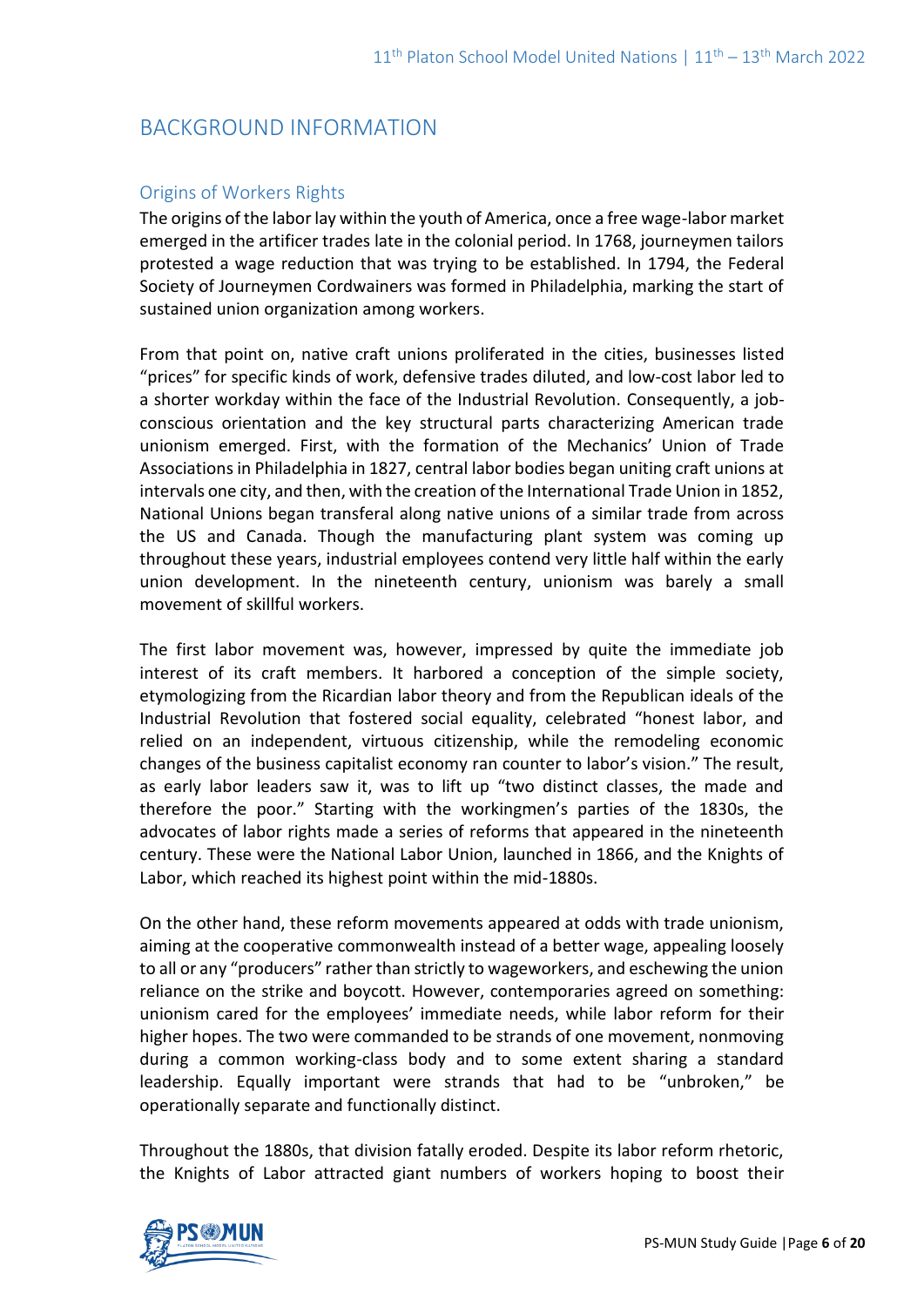## BACKGROUND INFORMATION

### Origins of Workers Rights

The origins of the labor lay within the youth of America, once a free wage-labor market emerged in the artificer trades late in the colonial period. In 1768, journeymen tailors protested a wage reduction that was trying to be established. In 1794, the Federal Society of Journeymen Cordwainers was formed in Philadelphia, marking the start of sustained union organization among workers.

From that point on, native craft unions proliferated in the cities, businesses listed "prices" for specific kinds of work, defensive trades diluted, and low-cost labor led to a shorter workday within the face of the Industrial Revolution. Consequently, a job-conscious orientation and the key structural parts characterizing American trade unionism emerged. First, with the formation of the Mechanics' Union of Trade Associations in Philadelphia in 1827, central labor bodies began uniting craft unions at intervals one city, and then, with the creation of the International Trade Union in 1852, National Unions began transferal along native unions of a similar trade from across the US and Canada. Though the manufacturing plant system was coming up throughout these years, industrial employees contend very little half within the early union development. In the nineteenth century, unionism was barely a small movement of skillful workers.

The first labor movement was, however, impressed by quite the immediate job interest of its craft members. It harbored a conception of the simple society, etymologizing from the Ricardian labor theory and from the Republican ideals of the Industrial Revolution that fostered social equality, celebrated "honest labor, and relied on an independent, virtuous citizenship, while the remodeling economic changes of the business capitalist economy ran counter to labor's vision." The result, as early labor leaders saw it, was to lift up "two distinct classes, the made and therefore the poor." Starting with the workingmen's parties of the 1830s, the advocates of labor rights made a series of reforms that appeared in the nineteenth century. These were the National Labor Union, launched in 1866, and the Knights of Labor, which reached its highest point within the mid-1880s.

On the other hand, these reform movements appeared at odds with trade unionism, aiming at the cooperative commonwealth instead of a better wage, appealing loosely to all or any "producers" rather than strictly to wageworkers, and eschewing the union reliance on the strike and boycott. However, contemporaries agreed on something: unionism cared for the employees' immediate needs, while labor reform for their higher hopes. The two were commanded to be strands of one movement, nonmoving during a common working-class body and to some extent sharing a standard leadership. Equally important were strands that had to be "unbroken," be operationally separate and functionally distinct.

Throughout the 1880s, that division fatally eroded. Despite its labor reform rhetoric, the Knights of Labor attracted giant numbers of workers hoping to boost their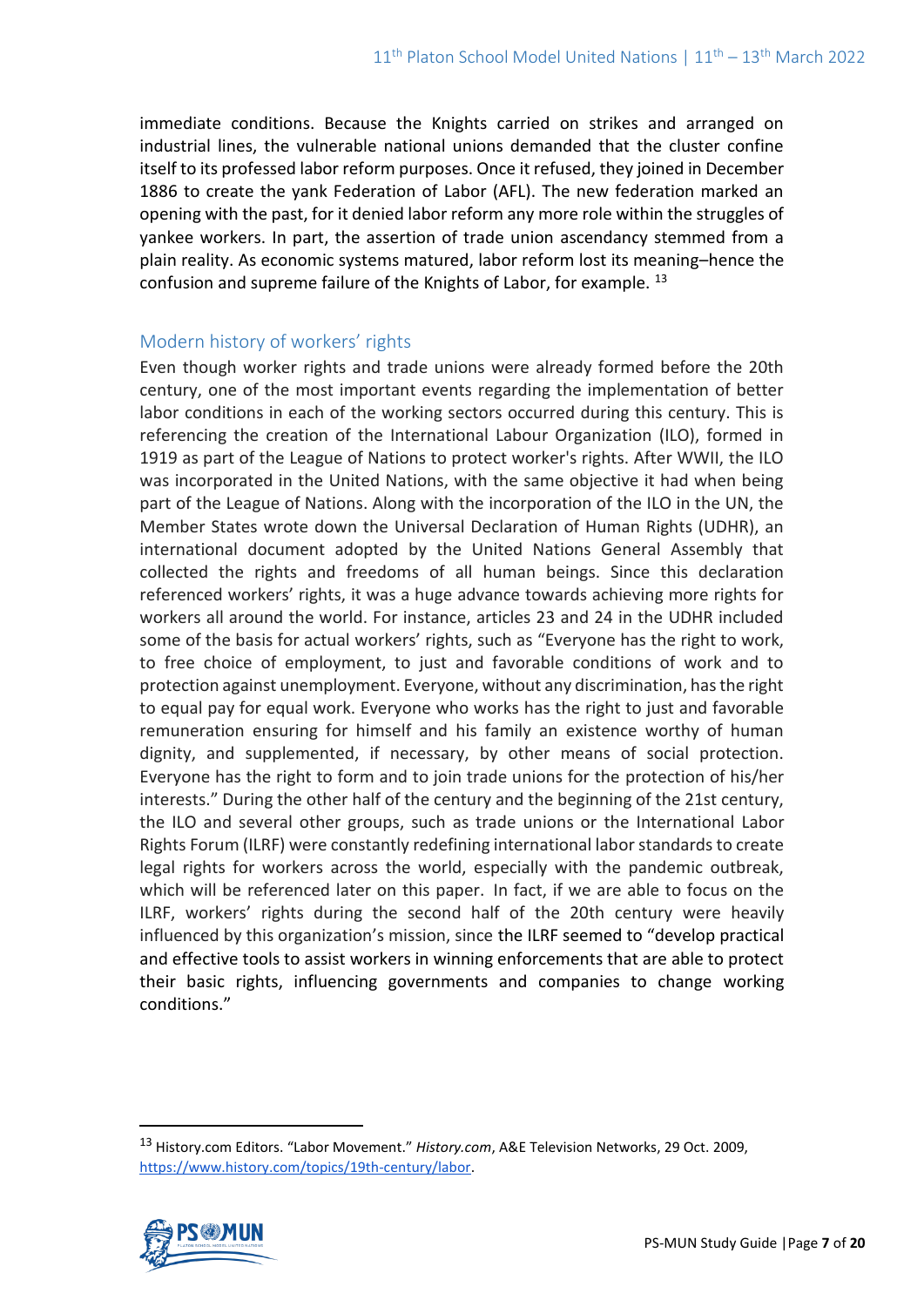immediate conditions. Because the Knights carried on strikes and arranged on industrial lines, the vulnerable national unions demanded that the cluster confine itself to its professed labor reform purposes. Once it refused, they joined in December 1886 to create the yank Federation of Labor (AFL). The new federation marked an opening with the past, for it denied labor reform any more role within the struggles of yankee workers. In part, the assertion of trade union ascendancy stemmed from a plain reality. As economic systems matured, labor reform lost its meaning–hence the confusion and supreme failure of the Knights of Labor, for example. [13]

## Modern history of workers' rights

Even though worker rights and trade unions were already formed before the 20th century, one of the most important events regarding the implementation of better labor conditions in each of the working sectors occurred during this century. This is referencing the creation of the International Labour Organization (ILO), formed in 1919 as part of the League of Nations to protect worker's rights. After WWII, the ILO was incorporated in the United Nations, with the same objective it had when being part of the League of Nations. Along with the incorporation of the ILO in the UN, the Member States wrote down the Universal Declaration of Human Rights (UDHR), an international document adopted by the United Nations General Assembly that collected the rights and freedoms of all human beings. Since this declaration referenced workers' rights, it was a huge advance towards achieving more rights for workers all around the world. For instance, articles 23 and 24 in the UDHR included some of the basis for actual workers' rights, such as "Everyone has the right to work, to free choice of employment, to just and favorable conditions of work and to protection against unemployment. Everyone, without any discrimination, has the right to equal pay for equal work. Everyone who works has the right to just and favorable remuneration ensuring for himself and his family an existence worthy of human dignity, and supplemented, if necessary, by other means of social protection. Everyone has the right to form and to join trade unions for the protection of his/her interests." During the other half of the century and the beginning of the 21st century, the ILO and several other groups, such as trade unions or the International Labor Rights Forum (ILRF) were constantly redefining international labor standards to create legal rights for workers across the world, especially with the pandemic outbreak, which will be referenced later on this paper. In fact, if we are able to focus on the ILRF, workers' rights during the second half of the 20th century were heavily influenced by this organization's mission, since the ILRF seemed to "develop practical and effective tools to assist workers in winning enforcements that are able to protect their basic rights, influencing governments and companies to change working conditions."

---

[13] History.com Editors. "Labor Movement." *History.com*, A&E Television Networks, 29 Oct. 2009, https://www.history.com/topics/19th-century/labor.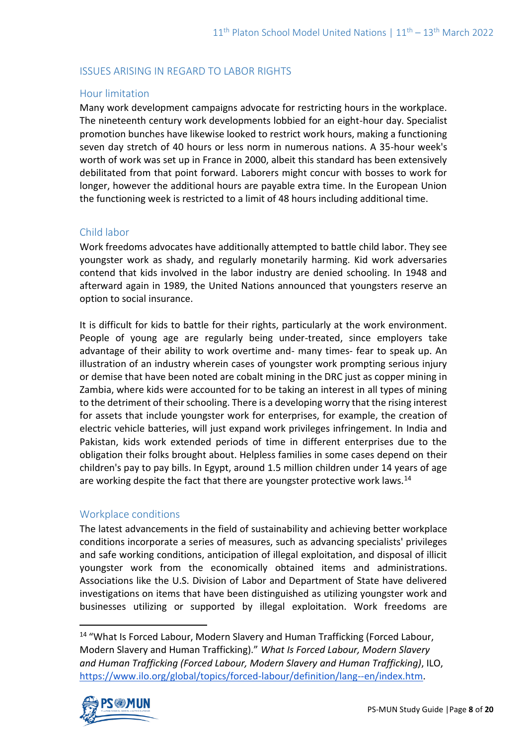## ISSUES ARISING IN REGARD TO LABOR RIGHTS

### Hour limitation

Many work development campaigns advocate for restricting hours in the workplace. The nineteenth century work developments lobbied for an eight-hour day. Specialist promotion bunches have likewise looked to restrict work hours, making a functioning seven day stretch of 40 hours or less norm in numerous nations. A 35-hour week's worth of work was set up in France in 2000, albeit this standard has been extensively debilitated from that point forward. Laborers might concur with bosses to work for longer, however the additional hours are payable extra time. In the European Union the functioning week is restricted to a limit of 48 hours including additional time.

### Child labor

Work freedoms advocates have additionally attempted to battle child labor. They see youngster work as shady, and regularly monetarily harming. Kid work adversaries contend that kids involved in the labor industry are denied schooling. In 1948 and afterward again in 1989, the United Nations announced that youngsters reserve an option to social insurance.

It is difficult for kids to battle for their rights, particularly at the work environment. People of young age are regularly being under-treated, since employers take advantage of their ability to work overtime and- many times- fear to speak up. An illustration of an industry wherein cases of youngster work prompting serious injury or demise that have been noted are cobalt mining in the DRC just as copper mining in Zambia, where kids were accounted for to be taking an interest in all types of mining to the detriment of their schooling. There is a developing worry that the rising interest for assets that include youngster work for enterprises, for example, the creation of electric vehicle batteries, will just expand work privileges infringement. In India and Pakistan, kids work extended periods of time in different enterprises due to the obligation their folks brought about. Helpless families in some cases depend on their children's pay to pay bills. In Egypt, around 1.5 million children under 14 years of age are working despite the fact that there are youngster protective work laws.[14]

### Workplace conditions

The latest advancements in the field of sustainability and achieving better workplace conditions incorporate a series of measures, such as advancing specialists' privileges and safe working conditions, anticipation of illegal exploitation, and disposal of illicit youngster work from the economically obtained items and administrations. Associations like the U.S. Division of Labor and Department of State have delivered investigations on items that have been distinguished as utilizing youngster work and businesses utilizing or supported by illegal exploitation. Work freedoms are

---

[14] "What Is Forced Labour, Modern Slavery and Human Trafficking (Forced Labour, Modern Slavery and Human Trafficking)." *What Is Forced Labour, Modern Slavery and Human Trafficking (Forced Labour, Modern Slavery and Human Trafficking)*, ILO, https://www.ilo.org/global/topics/forced-labour/definition/lang--en/index.htm.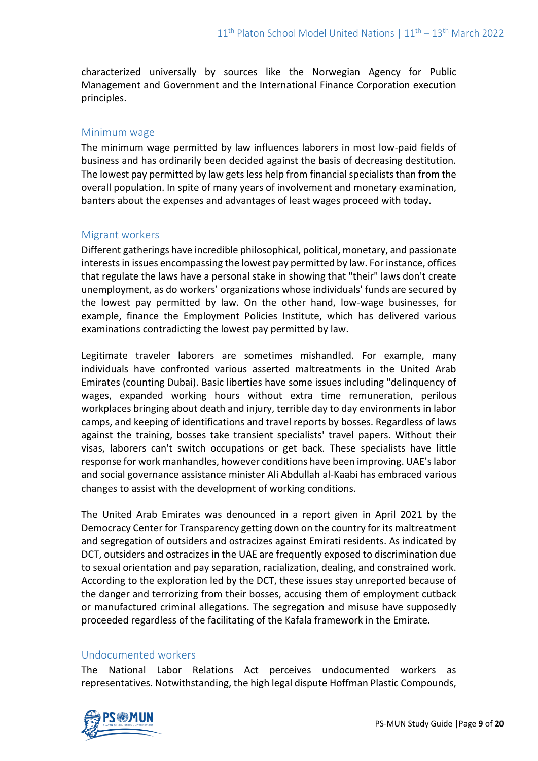characterized universally by sources like the Norwegian Agency for Public Management and Government and the International Finance Corporation execution principles.

### Minimum wage

The minimum wage permitted by law influences laborers in most low-paid fields of business and has ordinarily been decided against the basis of decreasing destitution. The lowest pay permitted by law gets less help from financial specialists than from the overall population. In spite of many years of involvement and monetary examination, banters about the expenses and advantages of least wages proceed with today.

### Migrant workers

Different gatherings have incredible philosophical, political, monetary, and passionate interests in issues encompassing the lowest pay permitted by law. For instance, offices that regulate the laws have a personal stake in showing that "their" laws don't create unemployment, as do workers' organizations whose individuals' funds are secured by the lowest pay permitted by law. On the other hand, low-wage businesses, for example, finance the Employment Policies Institute, which has delivered various examinations contradicting the lowest pay permitted by law.

Legitimate traveler laborers are sometimes mishandled. For example, many individuals have confronted various asserted maltreatments in the United Arab Emirates (counting Dubai). Basic liberties have some issues including "delinquency of wages, expanded working hours without extra time remuneration, perilous workplaces bringing about death and injury, terrible day to day environments in labor camps, and keeping of identifications and travel reports by bosses. Regardless of laws against the training, bosses take transient specialists' travel papers. Without their visas, laborers can't switch occupations or get back. These specialists have little response for work manhandles, however conditions have been improving. UAE's labor and social governance assistance minister Ali Abdullah al-Kaabi has embraced various changes to assist with the development of working conditions.

The United Arab Emirates was denounced in a report given in April 2021 by the Democracy Center for Transparency getting down on the country for its maltreatment and segregation of outsiders and ostracizes against Emirati residents. As indicated by DCT, outsiders and ostracizes in the UAE are frequently exposed to discrimination due to sexual orientation and pay separation, racialization, dealing, and constrained work. According to the exploration led by the DCT, these issues stay unreported because of the danger and terrorizing from their bosses, accusing them of employment cutback or manufactured criminal allegations. The segregation and misuse have supposedly proceeded regardless of the facilitating of the Kafala framework in the Emirate.

### Undocumented workers

The National Labor Relations Act perceives undocumented workers as representatives. Notwithstanding, the high legal dispute Hoffman Plastic Compounds,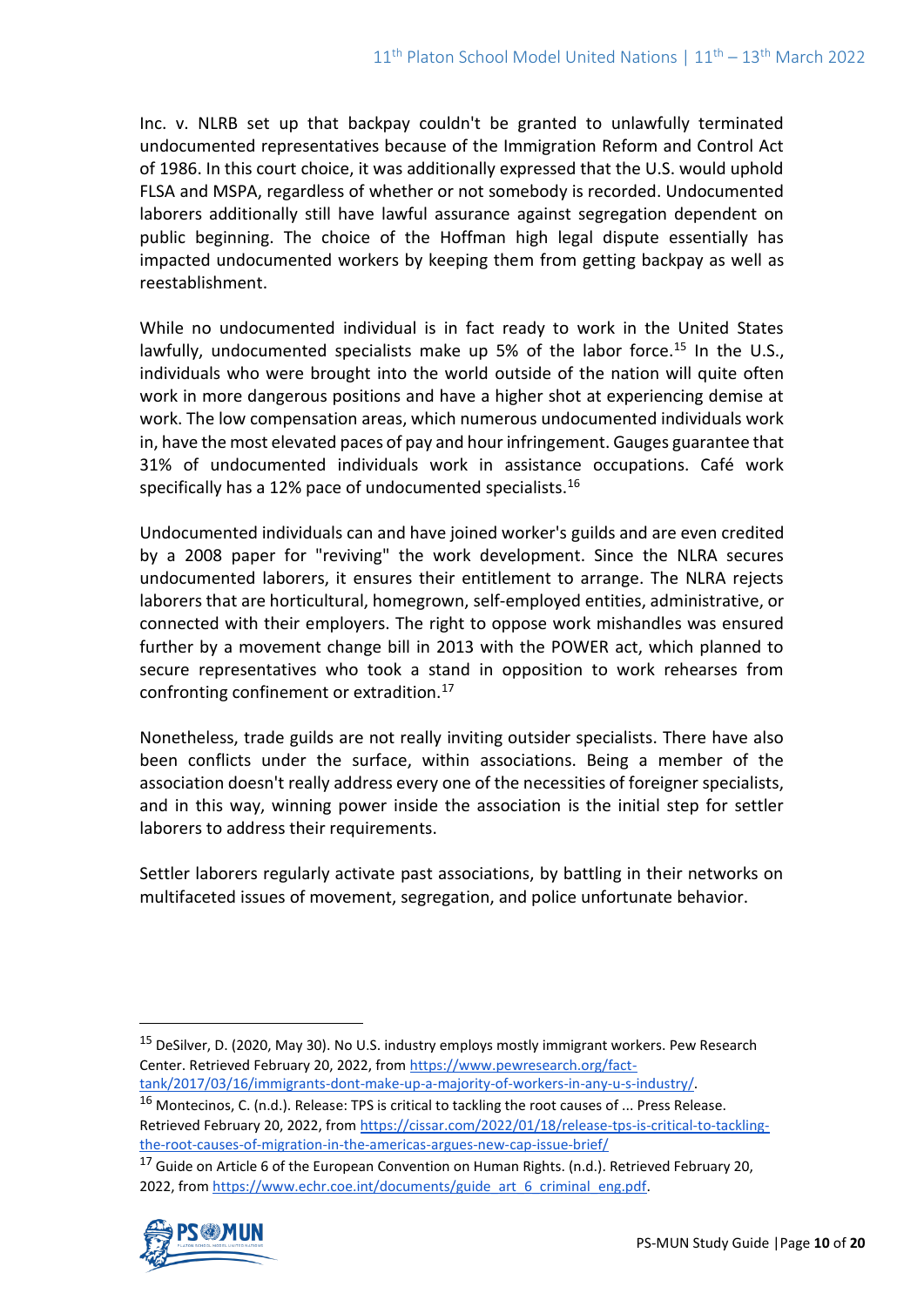Inc. v. NLRB set up that backpay couldn't be granted to unlawfully terminated undocumented representatives because of the Immigration Reform and Control Act of 1986. In this court choice, it was additionally expressed that the U.S. would uphold FLSA and MSPA, regardless of whether or not somebody is recorded. Undocumented laborers additionally still have lawful assurance against segregation dependent on public beginning. The choice of the Hoffman high legal dispute essentially has impacted undocumented workers by keeping them from getting backpay as well as reestablishment.

While no undocumented individual is in fact ready to work in the United States lawfully, undocumented specialists make up 5% of the labor force.[15] In the U.S., individuals who were brought into the world outside of the nation will quite often work in more dangerous positions and have a higher shot at experiencing demise at work. The low compensation areas, which numerous undocumented individuals work in, have the most elevated paces of pay and hour infringement. Gauges guarantee that 31% of undocumented individuals work in assistance occupations. Café work specifically has a 12% pace of undocumented specialists.[16]

Undocumented individuals can and have joined worker's guilds and are even credited by a 2008 paper for "reviving" the work development. Since the NLRA secures undocumented laborers, it ensures their entitlement to arrange. The NLRA rejects laborers that are horticultural, homegrown, self-employed entities, administrative, or connected with their employers. The right to oppose work mishandles was ensured further by a movement change bill in 2013 with the POWER act, which planned to secure representatives who took a stand in opposition to work rehearses from confronting confinement or extradition.[17]

Nonetheless, trade guilds are not really inviting outsider specialists. There have also been conflicts under the surface, within associations. Being a member of the association doesn't really address every one of the necessities of foreigner specialists, and in this way, winning power inside the association is the initial step for settler laborers to address their requirements.

Settler laborers regularly activate past associations, by battling in their networks on multifaceted issues of movement, segregation, and police unfortunate behavior.

---

[15] DeSilver, D. (2020, May 30). No U.S. industry employs mostly immigrant workers. Pew Research Center. Retrieved February 20, 2022, from https://www.pewresearch.org/fact-tank/2017/03/16/immigrants-dont-make-up-a-majority-of-workers-in-any-u-s-industry/.

[16] Montecinos, C. (n.d.). Release: TPS is critical to tackling the root causes of ... Press Release. Retrieved February 20, 2022, from https://cissar.com/2022/01/18/release-tps-is-critical-to-tackling-the-root-causes-of-migration-in-the-americas-argues-new-cap-issue-brief/

[17] Guide on Article 6 of the European Convention on Human Rights. (n.d.). Retrieved February 20, 2022, from https://www.echr.coe.int/documents/guide_art_6_criminal_eng.pdf.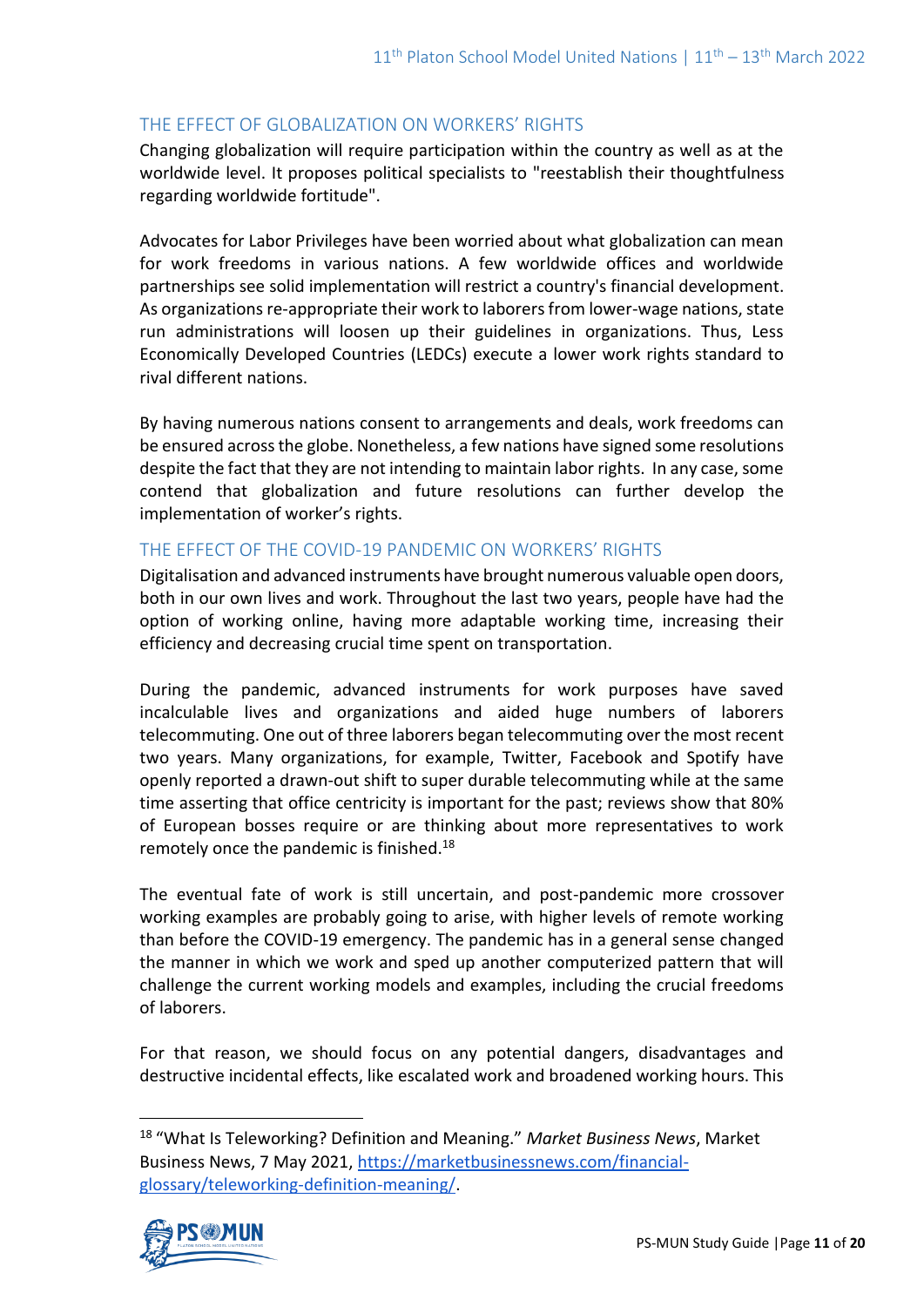## THE EFFECT OF GLOBALIZATION ON WORKERS' RIGHTS

Changing globalization will require participation within the country as well as at the worldwide level. It proposes political specialists to "reestablish their thoughtfulness regarding worldwide fortitude".

Advocates for Labor Privileges have been worried about what globalization can mean for work freedoms in various nations. A few worldwide offices and worldwide partnerships see solid implementation will restrict a country's financial development. As organizations re-appropriate their work to laborers from lower-wage nations, state run administrations will loosen up their guidelines in organizations. Thus, Less Economically Developed Countries (LEDCs) execute a lower work rights standard to rival different nations.

By having numerous nations consent to arrangements and deals, work freedoms can be ensured across the globe. Nonetheless, a few nations have signed some resolutions despite the fact that they are not intending to maintain labor rights. In any case, some contend that globalization and future resolutions can further develop the implementation of worker's rights.

## THE EFFECT OF THE COVID-19 PANDEMIC ON WORKERS' RIGHTS

Digitalisation and advanced instruments have brought numerous valuable open doors, both in our own lives and work. Throughout the last two years, people have had the option of working online, having more adaptable working time, increasing their efficiency and decreasing crucial time spent on transportation.

During the pandemic, advanced instruments for work purposes have saved incalculable lives and organizations and aided huge numbers of laborers telecommuting. One out of three laborers began telecommuting over the most recent two years. Many organizations, for example, Twitter, Facebook and Spotify have openly reported a drawn-out shift to super durable telecommuting while at the same time asserting that office centricity is important for the past; reviews show that 80% of European bosses require or are thinking about more representatives to work remotely once the pandemic is finished.[18]

The eventual fate of work is still uncertain, and post-pandemic more crossover working examples are probably going to arise, with higher levels of remote working than before the COVID-19 emergency. The pandemic has in a general sense changed the manner in which we work and sped up another computerized pattern that will challenge the current working models and examples, including the crucial freedoms of laborers.

For that reason, we should focus on any potential dangers, disadvantages and destructive incidental effects, like escalated work and broadened working hours. This

---

[18] "What Is Teleworking? Definition and Meaning." *Market Business News*, Market Business News, 7 May 2021, https://marketbusinessnews.com/financial-glossary/teleworking-definition-meaning/.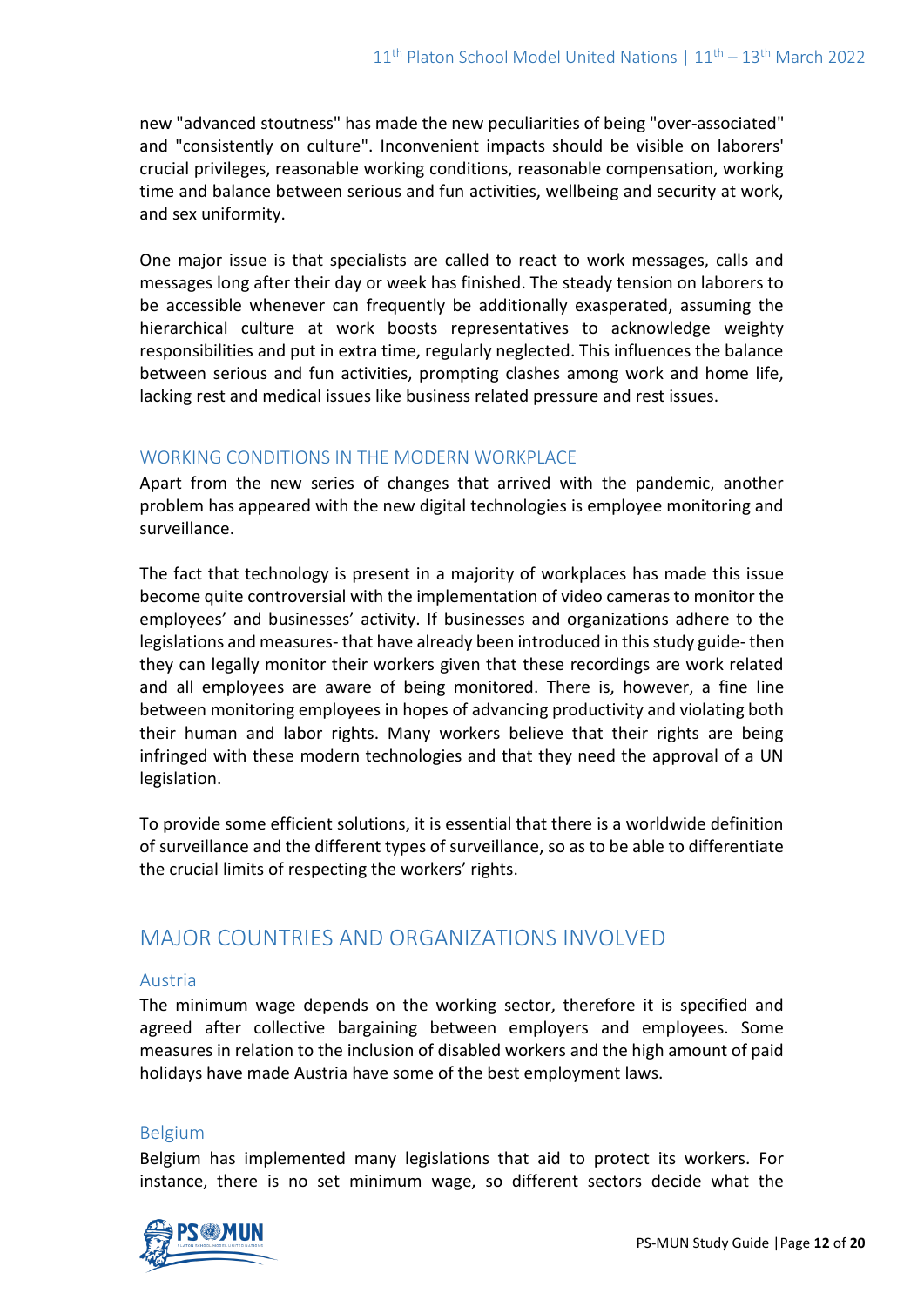new "advanced stoutness" has made the new peculiarities of being "over-associated" and "consistently on culture". Inconvenient impacts should be visible on laborers' crucial privileges, reasonable working conditions, reasonable compensation, working time and balance between serious and fun activities, wellbeing and security at work, and sex uniformity.

One major issue is that specialists are called to react to work messages, calls and messages long after their day or week has finished. The steady tension on laborers to be accessible whenever can frequently be additionally exasperated, assuming the hierarchical culture at work boosts representatives to acknowledge weighty responsibilities and put in extra time, regularly neglected. This influences the balance between serious and fun activities, prompting clashes among work and home life, lacking rest and medical issues like business related pressure and rest issues.

### WORKING CONDITIONS IN THE MODERN WORKPLACE

Apart from the new series of changes that arrived with the pandemic, another problem has appeared with the new digital technologies is employee monitoring and surveillance.

The fact that technology is present in a majority of workplaces has made this issue become quite controversial with the implementation of video cameras to monitor the employees' and businesses' activity. If businesses and organizations adhere to the legislations and measures- that have already been introduced in this study guide- then they can legally monitor their workers given that these recordings are work related and all employees are aware of being monitored. There is, however, a fine line between monitoring employees in hopes of advancing productivity and violating both their human and labor rights. Many workers believe that their rights are being infringed with these modern technologies and that they need the approval of a UN legislation.

To provide some efficient solutions, it is essential that there is a worldwide definition of surveillance and the different types of surveillance, so as to be able to differentiate the crucial limits of respecting the workers' rights.

## MAJOR COUNTRIES AND ORGANIZATIONS INVOLVED

### Austria

The minimum wage depends on the working sector, therefore it is specified and agreed after collective bargaining between employers and employees. Some measures in relation to the inclusion of disabled workers and the high amount of paid holidays have made Austria have some of the best employment laws.

### Belgium

Belgium has implemented many legislations that aid to protect its workers. For instance, there is no set minimum wage, so different sectors decide what the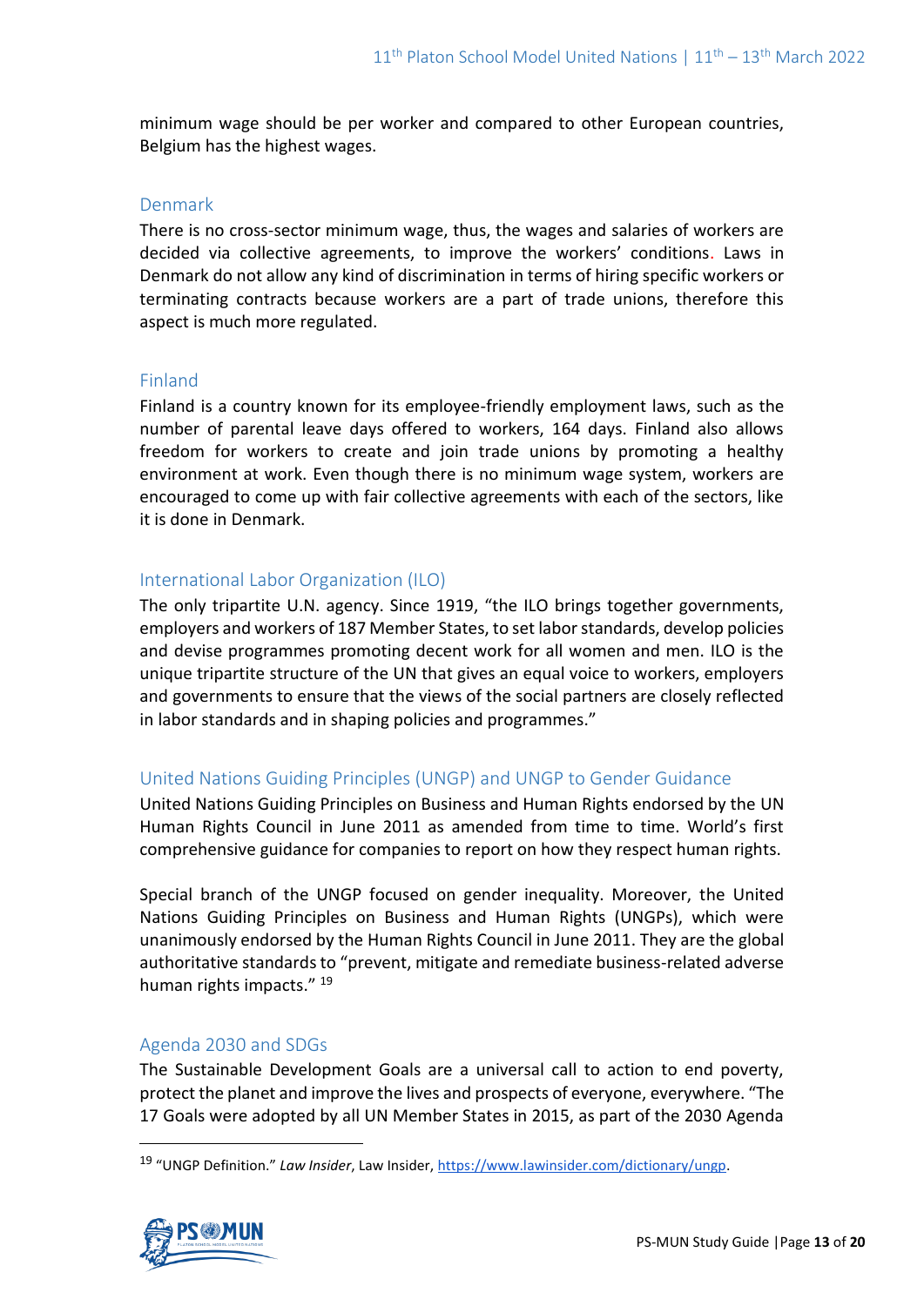minimum wage should be per worker and compared to other European countries, Belgium has the highest wages.

### Denmark

There is no cross-sector minimum wage, thus, the wages and salaries of workers are decided via collective agreements, to improve the workers' conditions. Laws in Denmark do not allow any kind of discrimination in terms of hiring specific workers or terminating contracts because workers are a part of trade unions, therefore this aspect is much more regulated.

### Finland

Finland is a country known for its employee-friendly employment laws, such as the number of parental leave days offered to workers, 164 days. Finland also allows freedom for workers to create and join trade unions by promoting a healthy environment at work. Even though there is no minimum wage system, workers are encouraged to come up with fair collective agreements with each of the sectors, like it is done in Denmark.

### International Labor Organization (ILO)

The only tripartite U.N. agency. Since 1919, "the ILO brings together governments, employers and workers of 187 Member States, to set labor standards, develop policies and devise programmes promoting decent work for all women and men. ILO is the unique tripartite structure of the UN that gives an equal voice to workers, employers and governments to ensure that the views of the social partners are closely reflected in labor standards and in shaping policies and programmes."

### United Nations Guiding Principles (UNGP) and UNGP to Gender Guidance

United Nations Guiding Principles on Business and Human Rights endorsed by the UN Human Rights Council in June 2011 as amended from time to time. World's first comprehensive guidance for companies to report on how they respect human rights.

Special branch of the UNGP focused on gender inequality. Moreover, the United Nations Guiding Principles on Business and Human Rights (UNGPs), which were unanimously endorsed by the Human Rights Council in June 2011. They are the global authoritative standards to "prevent, mitigate and remediate business-related adverse human rights impacts." [19]

### Agenda 2030 and SDGs

The Sustainable Development Goals are a universal call to action to end poverty, protect the planet and improve the lives and prospects of everyone, everywhere. "The 17 Goals were adopted by all UN Member States in 2015, as part of the 2030 Agenda

---

[19] "UNGP Definition." *Law Insider*, Law Insider, https://www.lawinsider.com/dictionary/ungp.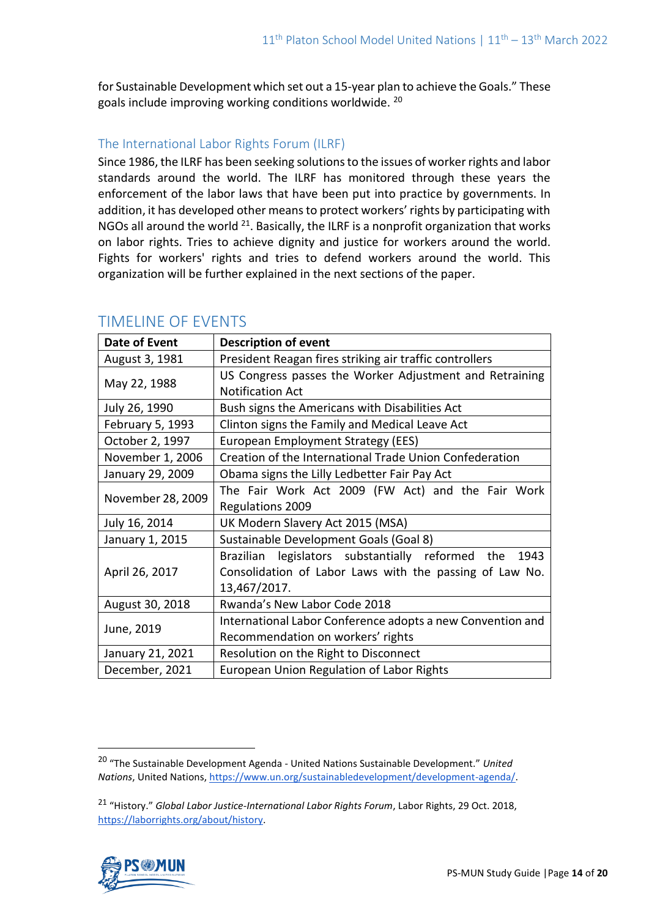for Sustainable Development which set out a 15-year plan to achieve the Goals." These goals include improving working conditions worldwide. [20]

### The International Labor Rights Forum (ILRF)

Since 1986, the ILRF has been seeking solutions to the issues of worker rights and labor standards around the world. The ILRF has monitored through these years the enforcement of the labor laws that have been put into practice by governments. In addition, it has developed other means to protect workers' rights by participating with NGOs all around the world [21]. Basically, the ILRF is a nonprofit organization that works on labor rights. Tries to achieve dignity and justice for workers around the world. Fights for workers' rights and tries to defend workers around the world. This organization will be further explained in the next sections of the paper.

## TIMELINE OF EVENTS

| Date of Event | Description of event |
| --- | --- |
| August 3, 1981 | President Reagan fires striking air traffic controllers |
| May 22, 1988 | US Congress passes the Worker Adjustment and Retraining Notification Act |
| July 26, 1990 | Bush signs the Americans with Disabilities Act |
| February 5, 1993 | Clinton signs the Family and Medical Leave Act |
| October 2, 1997 | European Employment Strategy (EES) |
| November 1, 2006 | Creation of the International Trade Union Confederation |
| January 29, 2009 | Obama signs the Lilly Ledbetter Fair Pay Act |
| November 28, 2009 | The Fair Work Act 2009 (FW Act) and the Fair Work Regulations 2009 |
| July 16, 2014 | UK Modern Slavery Act 2015 (MSA) |
| January 1, 2015 | Sustainable Development Goals (Goal 8) |
| April 26, 2017 | Brazilian legislators substantially reformed the 1943 Consolidation of Labor Laws with the passing of Law No. 13,467/2017. |
| August 30, 2018 | Rwanda's New Labor Code 2018 |
| June, 2019 | International Labor Conference adopts a new Convention and Recommendation on workers' rights |
| January 21, 2021 | Resolution on the Right to Disconnect |
| December, 2021 | European Union Regulation of Labor Rights |

[20] "The Sustainable Development Agenda - United Nations Sustainable Development." *United Nations*, United Nations, https://www.un.org/sustainabledevelopment/development-agenda/.

[21] "History." *Global Labor Justice-International Labor Rights Forum*, Labor Rights, 29 Oct. 2018, https://laborrights.org/about/history.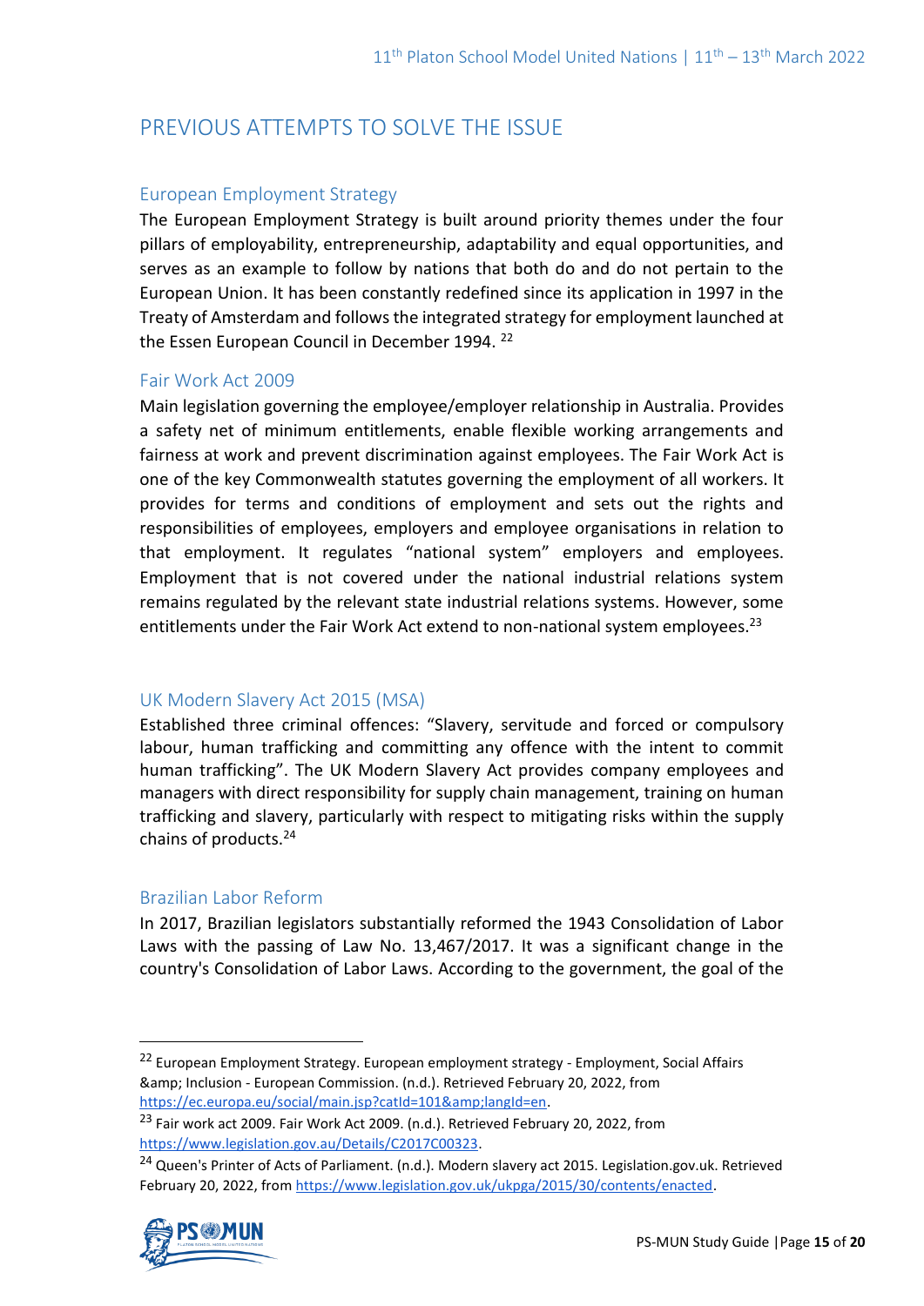# PREVIOUS ATTEMPTS TO SOLVE THE ISSUE

## European Employment Strategy

The European Employment Strategy is built around priority themes under the four pillars of employability, entrepreneurship, adaptability and equal opportunities, and serves as an example to follow by nations that both do and do not pertain to the European Union. It has been constantly redefined since its application in 1997 in the Treaty of Amsterdam and follows the integrated strategy for employment launched at the Essen European Council in December 1994. [22]

## Fair Work Act 2009

Main legislation governing the employee/employer relationship in Australia. Provides a safety net of minimum entitlements, enable flexible working arrangements and fairness at work and prevent discrimination against employees. The Fair Work Act is one of the key Commonwealth statutes governing the employment of all workers. It provides for terms and conditions of employment and sets out the rights and responsibilities of employees, employers and employee organisations in relation to that employment. It regulates "national system" employers and employees. Employment that is not covered under the national industrial relations system remains regulated by the relevant state industrial relations systems. However, some entitlements under the Fair Work Act extend to non-national system employees.[23]

## UK Modern Slavery Act 2015 (MSA)

Established three criminal offences: "Slavery, servitude and forced or compulsory labour, human trafficking and committing any offence with the intent to commit human trafficking". The UK Modern Slavery Act provides company employees and managers with direct responsibility for supply chain management, training on human trafficking and slavery, particularly with respect to mitigating risks within the supply chains of products.[24]

## Brazilian Labor Reform

In 2017, Brazilian legislators substantially reformed the 1943 Consolidation of Labor Laws with the passing of Law No. 13,467/2017. It was a significant change in the country's Consolidation of Labor Laws. According to the government, the goal of the

---

[22] European Employment Strategy. European employment strategy - Employment, Social Affairs &amp; Inclusion - European Commission. (n.d.). Retrieved February 20, 2022, from https://ec.europa.eu/social/main.jsp?catId=101&amp;langId=en.

[23] Fair work act 2009. Fair Work Act 2009. (n.d.). Retrieved February 20, 2022, from https://www.legislation.gov.au/Details/C2017C00323.

[24] Queen's Printer of Acts of Parliament. (n.d.). Modern slavery act 2015. Legislation.gov.uk. Retrieved February 20, 2022, from https://www.legislation.gov.uk/ukpga/2015/30/contents/enacted.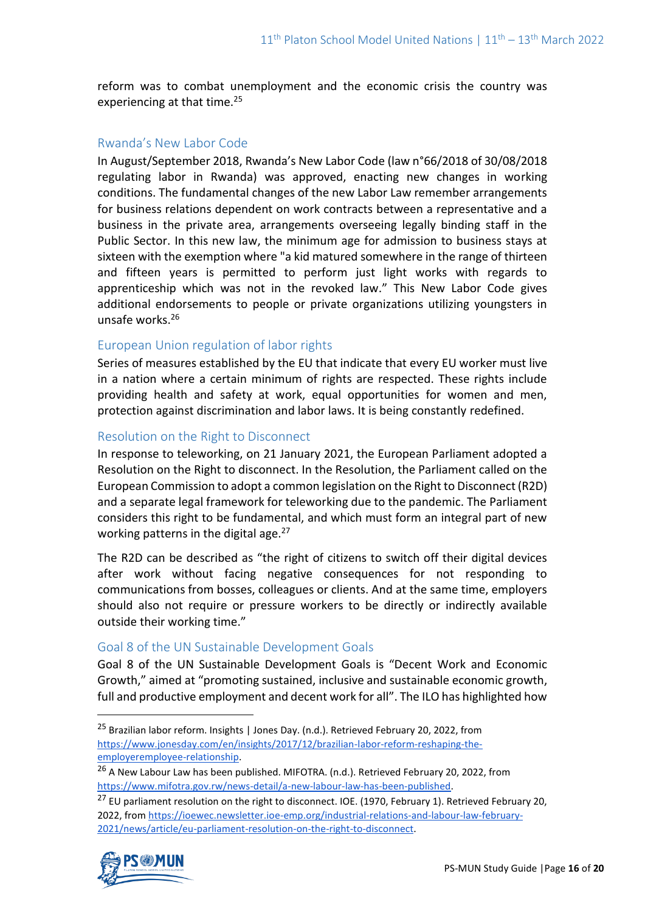reform was to combat unemployment and the economic crisis the country was experiencing at that time.[25]

### Rwanda's New Labor Code

In August/September 2018, Rwanda's New Labor Code (law n°66/2018 of 30/08/2018 regulating labor in Rwanda) was approved, enacting new changes in working conditions. The fundamental changes of the new Labor Law remember arrangements for business relations dependent on work contracts between a representative and a business in the private area, arrangements overseeing legally binding staff in the Public Sector. In this new law, the minimum age for admission to business stays at sixteen with the exemption where "a kid matured somewhere in the range of thirteen and fifteen years is permitted to perform just light works with regards to apprenticeship which was not in the revoked law." This New Labor Code gives additional endorsements to people or private organizations utilizing youngsters in unsafe works.[26]

### European Union regulation of labor rights

Series of measures established by the EU that indicate that every EU worker must live in a nation where a certain minimum of rights are respected. These rights include providing health and safety at work, equal opportunities for women and men, protection against discrimination and labor laws. It is being constantly redefined.

### Resolution on the Right to Disconnect

In response to teleworking, on 21 January 2021, the European Parliament adopted a Resolution on the Right to disconnect. In the Resolution, the Parliament called on the European Commission to adopt a common legislation on the Right to Disconnect (R2D) and a separate legal framework for teleworking due to the pandemic. The Parliament considers this right to be fundamental, and which must form an integral part of new working patterns in the digital age.[27]

The R2D can be described as "the right of citizens to switch off their digital devices after work without facing negative consequences for not responding to communications from bosses, colleagues or clients. And at the same time, employers should also not require or pressure workers to be directly or indirectly available outside their working time."

### Goal 8 of the UN Sustainable Development Goals

Goal 8 of the UN Sustainable Development Goals is "Decent Work and Economic Growth," aimed at "promoting sustained, inclusive and sustainable economic growth, full and productive employment and decent work for all". The ILO has highlighted how

---

[25] Brazilian labor reform. Insights | Jones Day. (n.d.). Retrieved February 20, 2022, from https://www.jonesday.com/en/insights/2017/12/brazilian-labor-reform-reshaping-the-employeremployee-relationship.

[26] A New Labour Law has been published. MIFOTRA. (n.d.). Retrieved February 20, 2022, from https://www.mifotra.gov.rw/news-detail/a-new-labour-law-has-been-published.

[27] EU parliament resolution on the right to disconnect. IOE. (1970, February 1). Retrieved February 20, 2022, from https://ioewec.newsletter.ioe-emp.org/industrial-relations-and-labour-law-february-2021/news/article/eu-parliament-resolution-on-the-right-to-disconnect.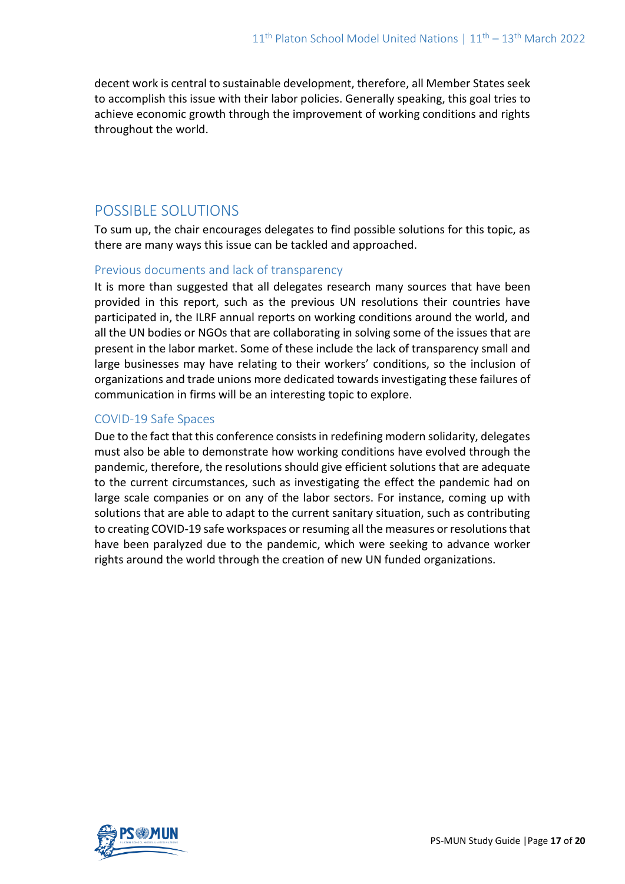decent work is central to sustainable development, therefore, all Member States seek to accomplish this issue with their labor policies. Generally speaking, this goal tries to achieve economic growth through the improvement of working conditions and rights throughout the world.

## POSSIBLE SOLUTIONS

To sum up, the chair encourages delegates to find possible solutions for this topic, as there are many ways this issue can be tackled and approached.

### Previous documents and lack of transparency

It is more than suggested that all delegates research many sources that have been provided in this report, such as the previous UN resolutions their countries have participated in, the ILRF annual reports on working conditions around the world, and all the UN bodies or NGOs that are collaborating in solving some of the issues that are present in the labor market. Some of these include the lack of transparency small and large businesses may have relating to their workers' conditions, so the inclusion of organizations and trade unions more dedicated towards investigating these failures of communication in firms will be an interesting topic to explore.

### COVID-19 Safe Spaces

Due to the fact that this conference consists in redefining modern solidarity, delegates must also be able to demonstrate how working conditions have evolved through the pandemic, therefore, the resolutions should give efficient solutions that are adequate to the current circumstances, such as investigating the effect the pandemic had on large scale companies or on any of the labor sectors. For instance, coming up with solutions that are able to adapt to the current sanitary situation, such as contributing to creating COVID-19 safe workspaces or resuming all the measures or resolutions that have been paralyzed due to the pandemic, which were seeking to advance worker rights around the world through the creation of new UN funded organizations.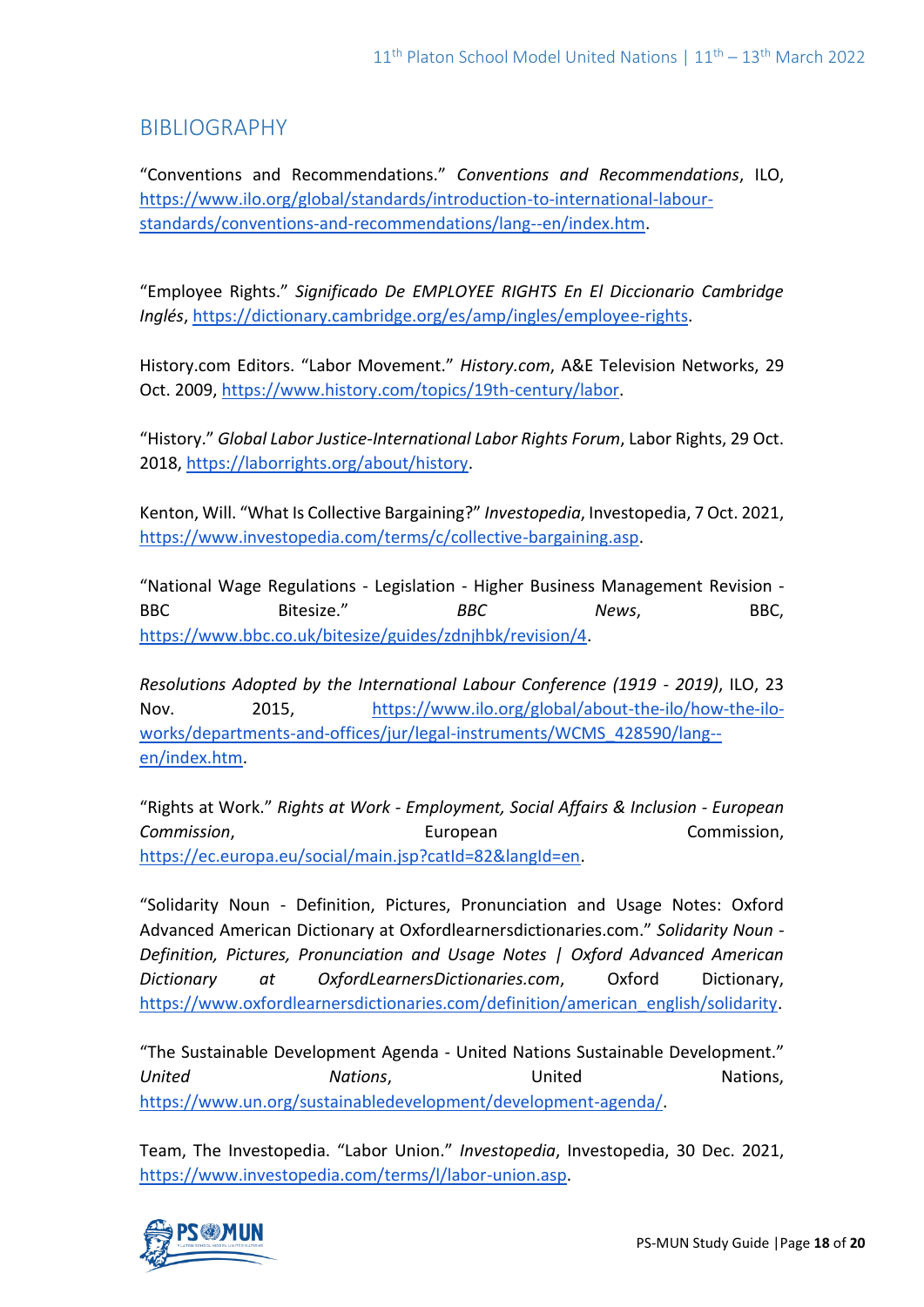## BIBLIOGRAPHY

"Conventions and Recommendations." *Conventions and Recommendations*, ILO, https://www.ilo.org/global/standards/introduction-to-international-labour-standards/conventions-and-recommendations/lang--en/index.htm.

"Employee Rights." *Significado De EMPLOYEE RIGHTS En El Diccionario Cambridge Inglés*, https://dictionary.cambridge.org/es/amp/ingles/employee-rights.

History.com Editors. "Labor Movement." *History.com*, A&E Television Networks, 29 Oct. 2009, https://www.history.com/topics/19th-century/labor.

"History." *Global Labor Justice-International Labor Rights Forum*, Labor Rights, 29 Oct. 2018, https://laborrights.org/about/history.

Kenton, Will. "What Is Collective Bargaining?" *Investopedia*, Investopedia, 7 Oct. 2021, https://www.investopedia.com/terms/c/collective-bargaining.asp.

"National Wage Regulations - Legislation - Higher Business Management Revision - BBC Bitesize." *BBC News*, BBC, https://www.bbc.co.uk/bitesize/guides/zdnjhbk/revision/4.

*Resolutions Adopted by the International Labour Conference (1919 - 2019)*, ILO, 23 Nov. 2015, https://www.ilo.org/global/about-the-ilo/how-the-ilo-works/departments-and-offices/jur/legal-instruments/WCMS_428590/lang--en/index.htm.

"Rights at Work." *Rights at Work - Employment, Social Affairs & Inclusion - European Commission*, European Commission, https://ec.europa.eu/social/main.jsp?catId=82&langId=en.

"Solidarity Noun - Definition, Pictures, Pronunciation and Usage Notes: Oxford Advanced American Dictionary at Oxfordlearnersdictionaries.com." *Solidarity Noun - Definition, Pictures, Pronunciation and Usage Notes | Oxford Advanced American Dictionary at OxfordLearnersDictionaries.com*, Oxford Dictionary, https://www.oxfordlearnersdictionaries.com/definition/american_english/solidarity.

"The Sustainable Development Agenda - United Nations Sustainable Development." *United Nations*, United Nations, https://www.un.org/sustainabledevelopment/development-agenda/.

Team, The Investopedia. "Labor Union." *Investopedia*, Investopedia, 30 Dec. 2021, https://www.investopedia.com/terms/l/labor-union.asp.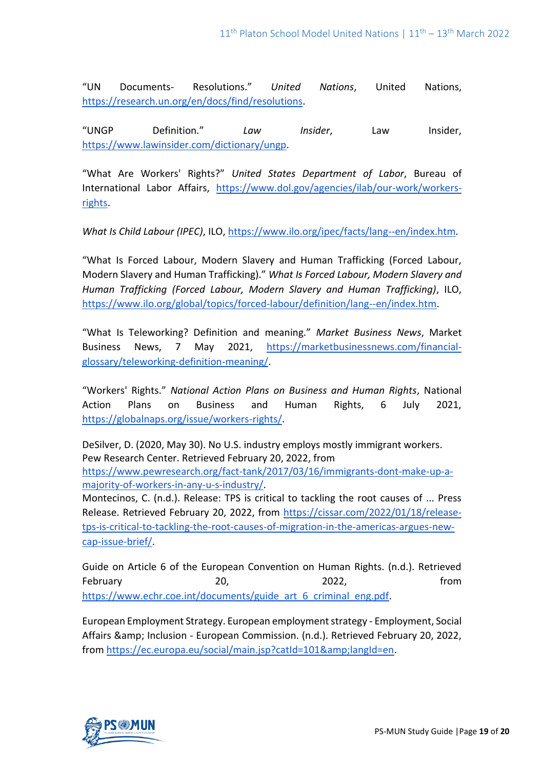"UN Documents- Resolutions." *United Nations*, United Nations, https://research.un.org/en/docs/find/resolutions.

"UNGP Definition." *Law Insider*, Law Insider, https://www.lawinsider.com/dictionary/ungp.

"What Are Workers' Rights?" *United States Department of Labor*, Bureau of International Labor Affairs, https://www.dol.gov/agencies/ilab/our-work/workers-rights.

*What Is Child Labour (IPEC)*, ILO, https://www.ilo.org/ipec/facts/lang--en/index.htm.

"What Is Forced Labour, Modern Slavery and Human Trafficking (Forced Labour, Modern Slavery and Human Trafficking)." *What Is Forced Labour, Modern Slavery and Human Trafficking (Forced Labour, Modern Slavery and Human Trafficking)*, ILO, https://www.ilo.org/global/topics/forced-labour/definition/lang--en/index.htm.

"What Is Teleworking? Definition and meaning." *Market Business News*, Market Business News, 7 May 2021, https://marketbusinessnews.com/financial-glossary/teleworking-definition-meaning/.

"Workers' Rights." *National Action Plans on Business and Human Rights*, National Action Plans on Business and Human Rights, 6 July 2021, https://globalnaps.org/issue/workers-rights/.

DeSilver, D. (2020, May 30). No U.S. industry employs mostly immigrant workers. Pew Research Center. Retrieved February 20, 2022, from https://www.pewresearch.org/fact-tank/2017/03/16/immigrants-dont-make-up-a-majority-of-workers-in-any-u-s-industry/.

Montecinos, C. (n.d.). Release: TPS is critical to tackling the root causes of ... Press Release. Retrieved February 20, 2022, from https://cissar.com/2022/01/18/release-tps-is-critical-to-tackling-the-root-causes-of-migration-in-the-americas-argues-new-cap-issue-brief/.

Guide on Article 6 of the European Convention on Human Rights. (n.d.). Retrieved February 20, 2022, from https://www.echr.coe.int/documents/guide_art_6_criminal_eng.pdf.

European Employment Strategy. European employment strategy - Employment, Social Affairs &amp; Inclusion - European Commission. (n.d.). Retrieved February 20, 2022, from https://ec.europa.eu/social/main.jsp?catId=101&amp;langId=en.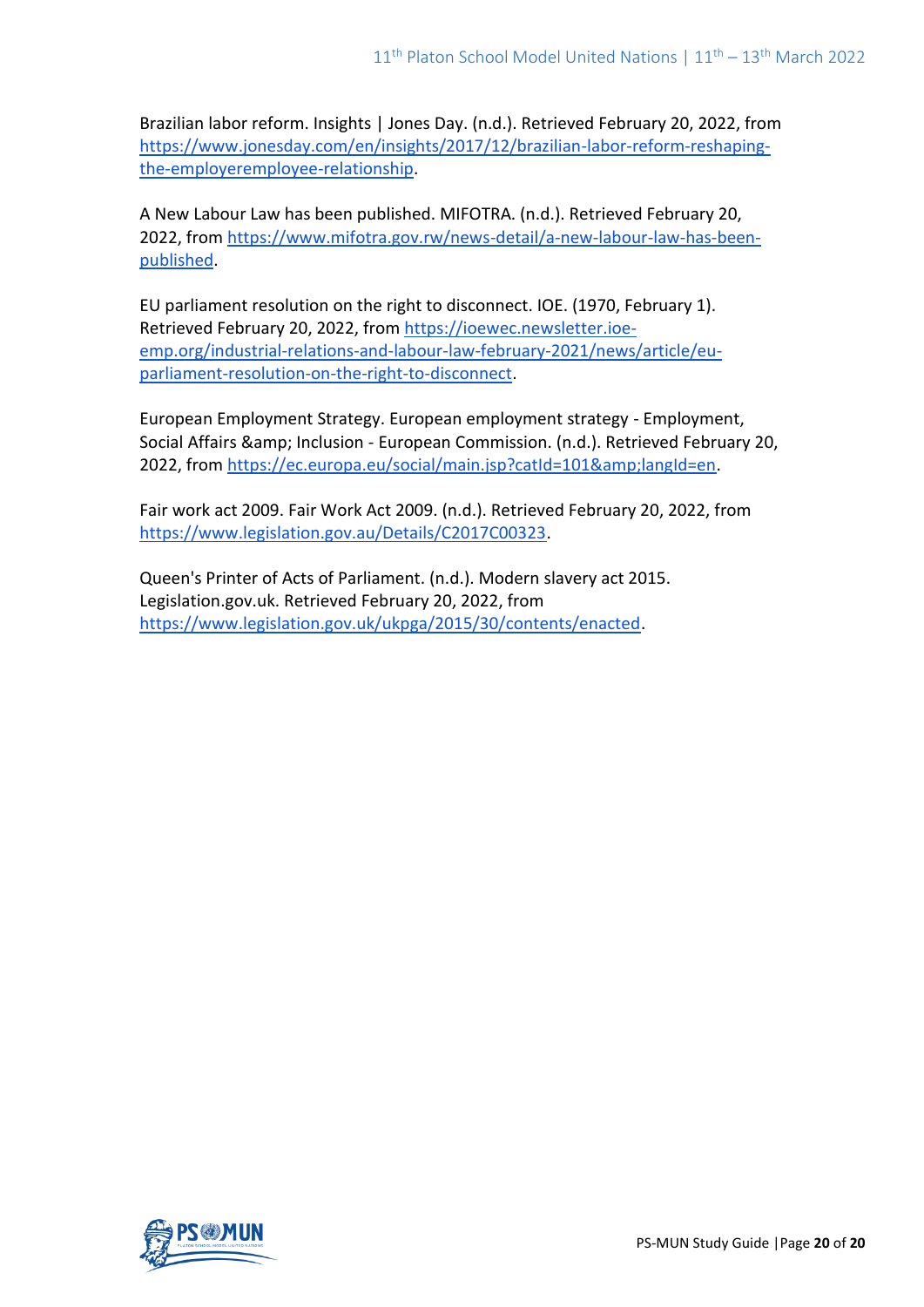Brazilian labor reform. Insights | Jones Day. (n.d.). Retrieved February 20, 2022, from https://www.jonesday.com/en/insights/2017/12/brazilian-labor-reform-reshaping-the-employeremployee-relationship.

A New Labour Law has been published. MIFOTRA. (n.d.). Retrieved February 20, 2022, from https://www.mifotra.gov.rw/news-detail/a-new-labour-law-has-been-published.

EU parliament resolution on the right to disconnect. IOE. (1970, February 1). Retrieved February 20, 2022, from https://ioewec.newsletter.ioe-emp.org/industrial-relations-and-labour-law-february-2021/news/article/eu-parliament-resolution-on-the-right-to-disconnect.

European Employment Strategy. European employment strategy - Employment, Social Affairs &amp; Inclusion - European Commission. (n.d.). Retrieved February 20, 2022, from https://ec.europa.eu/social/main.jsp?catId=101&amp;langId=en.

Fair work act 2009. Fair Work Act 2009. (n.d.). Retrieved February 20, 2022, from https://www.legislation.gov.au/Details/C2017C00323.

Queen's Printer of Acts of Parliament. (n.d.). Modern slavery act 2015. Legislation.gov.uk. Retrieved February 20, 2022, from https://www.legislation.gov.uk/ukpga/2015/30/contents/enacted.